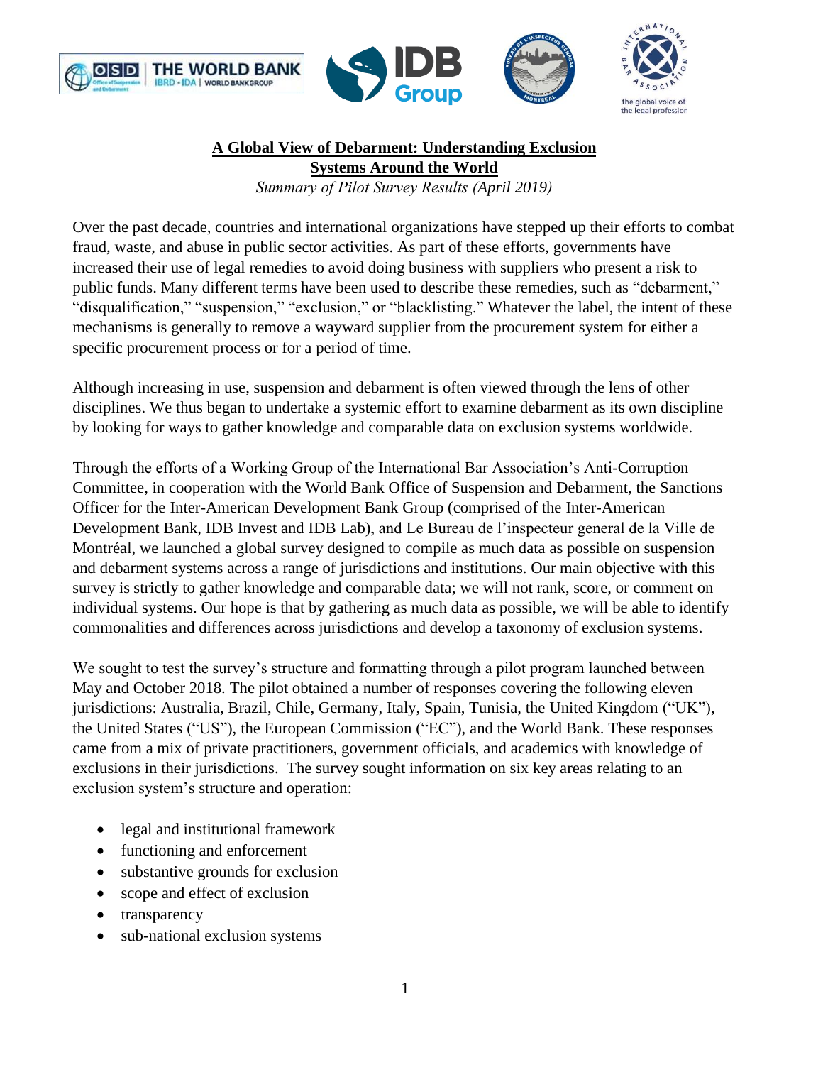# A Global View of Debarment: Understanding Exclusion Systems Around the World

*Summary of Pilot Survey Results (April 2019)*

Over the past decade, countries and international organizations have stepped up their efforts to combat fraud, waste, and abuse in public sector activities. As part of these efforts, governments have increased their use of legal remedies to avoid doing business with suppliers who present a risk to public funds. Many different terms have been used to describe these remedies, such as "debarment," "disqualification," "suspension," "exclusion," or "blacklisting." Whatever the label, the intent of these mechanisms is generally to remove a wayward supplier from the procurement system for either a specific procurement process or for a period of time.

Although increasing in use, suspension and debarment is often viewed through the lens of other disciplines. We thus began to undertake a systemic effort to examine debarment as its own discipline by looking for ways to gather knowledge and comparable data on exclusion systems worldwide.

Through the efforts of a Working Group of the International Bar Association's Anti-Corruption Committee, in cooperation with the World Bank Office of Suspension and Debarment, the Sanctions Officer for the Inter-American Development Bank Group (comprised of the Inter-American Development Bank, IDB Invest and IDB Lab), and Le Bureau de l'inspecteur general de la Ville de Montréal, we launched a global survey designed to compile as much data as possible on suspension and debarment systems across a range of jurisdictions and institutions. Our main objective with this survey is strictly to gather knowledge and comparable data; we will not rank, score, or comment on individual systems. Our hope is that by gathering as much data as possible, we will be able to identify commonalities and differences across jurisdictions and develop a taxonomy of exclusion systems.

We sought to test the survey's structure and formatting through a pilot program launched between May and October 2018. The pilot obtained a number of responses covering the following eleven jurisdictions: Australia, Brazil, Chile, Germany, Italy, Spain, Tunisia, the United Kingdom ("UK"), the United States ("US"), the European Commission ("EC"), and the World Bank. These responses came from a mix of private practitioners, government officials, and academics with knowledge of exclusions in their jurisdictions. The survey sought information on six key areas relating to an exclusion system's structure and operation:

- legal and institutional framework
- functioning and enforcement
- substantive grounds for exclusion
- scope and effect of exclusion
- transparency
- sub-national exclusion systems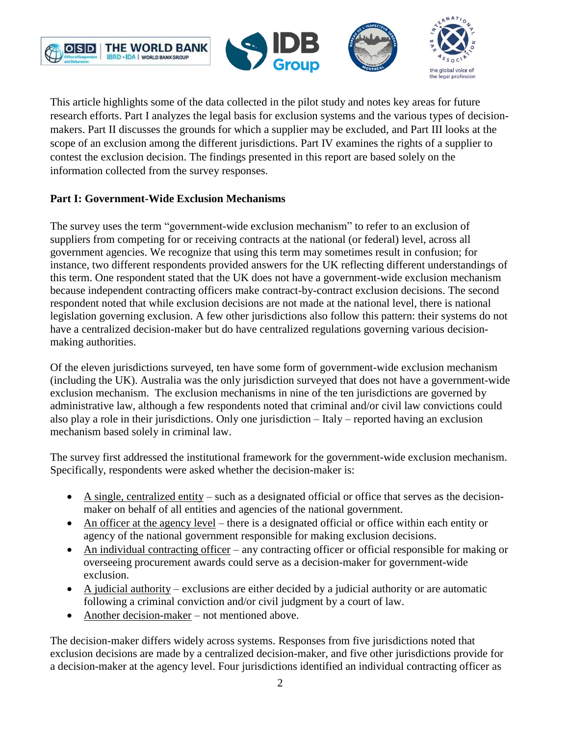This article highlights some of the data collected in the pilot study and notes key areas for future research efforts. Part I analyzes the legal basis for exclusion systems and the various types of decision-makers. Part II discusses the grounds for which a supplier may be excluded, and Part III looks at the scope of an exclusion among the different jurisdictions. Part IV examines the rights of a supplier to contest the exclusion decision. The findings presented in this report are based solely on the information collected from the survey responses.

## Part I: Government-Wide Exclusion Mechanisms

The survey uses the term "government-wide exclusion mechanism" to refer to an exclusion of suppliers from competing for or receiving contracts at the national (or federal) level, across all government agencies. We recognize that using this term may sometimes result in confusion; for instance, two different respondents provided answers for the UK reflecting different understandings of this term. One respondent stated that the UK does not have a government-wide exclusion mechanism because independent contracting officers make contract-by-contract exclusion decisions. The second respondent noted that while exclusion decisions are not made at the national level, there is national legislation governing exclusion. A few other jurisdictions also follow this pattern: their systems do not have a centralized decision-maker but do have centralized regulations governing various decision-making authorities.

Of the eleven jurisdictions surveyed, ten have some form of government-wide exclusion mechanism (including the UK). Australia was the only jurisdiction surveyed that does not have a government-wide exclusion mechanism. The exclusion mechanisms in nine of the ten jurisdictions are governed by administrative law, although a few respondents noted that criminal and/or civil law convictions could also play a role in their jurisdictions. Only one jurisdiction – Italy – reported having an exclusion mechanism based solely in criminal law.

The survey first addressed the institutional framework for the government-wide exclusion mechanism. Specifically, respondents were asked whether the decision-maker is:

- A single, centralized entity – such as a designated official or office that serves as the decision-maker on behalf of all entities and agencies of the national government.
- An officer at the agency level – there is a designated official or office within each entity or agency of the national government responsible for making exclusion decisions.
- An individual contracting officer – any contracting officer or official responsible for making or overseeing procurement awards could serve as a decision-maker for government-wide exclusion.
- A judicial authority – exclusions are either decided by a judicial authority or are automatic following a criminal conviction and/or civil judgment by a court of law.
- Another decision-maker – not mentioned above.

The decision-maker differs widely across systems. Responses from five jurisdictions noted that exclusion decisions are made by a centralized decision-maker, and five other jurisdictions provide for a decision-maker at the agency level. Four jurisdictions identified an individual contracting officer as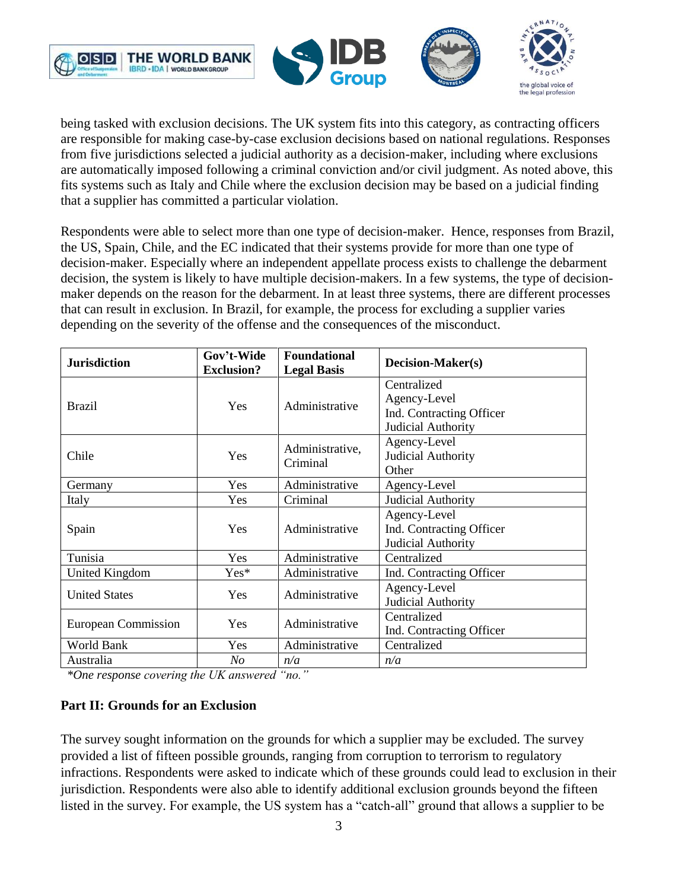being tasked with exclusion decisions. The UK system fits into this category, as contracting officers are responsible for making case-by-case exclusion decisions based on national regulations. Responses from five jurisdictions selected a judicial authority as a decision-maker, including where exclusions are automatically imposed following a criminal conviction and/or civil judgment. As noted above, this fits systems such as Italy and Chile where the exclusion decision may be based on a judicial finding that a supplier has committed a particular violation.

Respondents were able to select more than one type of decision-maker. Hence, responses from Brazil, the US, Spain, Chile, and the EC indicated that their systems provide for more than one type of decision-maker. Especially where an independent appellate process exists to challenge the debarment decision, the system is likely to have multiple decision-makers. In a few systems, the type of decision-maker depends on the reason for the debarment. In at least three systems, there are different processes that can result in exclusion. In Brazil, for example, the process for excluding a supplier varies depending on the severity of the offense and the consequences of the misconduct.

| Jurisdiction | Gov't-Wide Exclusion? | Foundational Legal Basis | Decision-Maker(s) |
|---|---|---|---|
| Brazil | Yes | Administrative | Centralized<br>Agency-Level<br>Ind. Contracting Officer<br>Judicial Authority |
| Chile | Yes | Administrative, Criminal | Agency-Level<br>Judicial Authority<br>Other |
| Germany | Yes | Administrative | Agency-Level |
| Italy | Yes | Criminal | Judicial Authority |
| Spain | Yes | Administrative | Agency-Level<br>Ind. Contracting Officer<br>Judicial Authority |
| Tunisia | Yes | Administrative | Centralized |
| United Kingdom | Yes* | Administrative | Ind. Contracting Officer |
| United States | Yes | Administrative | Agency-Level<br>Judicial Authority |
| European Commission | Yes | Administrative | Centralized<br>Ind. Contracting Officer |
| World Bank | Yes | Administrative | Centralized |
| Australia | *No* | *n/a* | *n/a* |

*\*One response covering the UK answered "no."*

**Part II: Grounds for an Exclusion**

The survey sought information on the grounds for which a supplier may be excluded. The survey provided a list of fifteen possible grounds, ranging from corruption to terrorism to regulatory infractions. Respondents were asked to indicate which of these grounds could lead to exclusion in their jurisdiction. Respondents were also able to identify additional exclusion grounds beyond the fifteen listed in the survey. For example, the US system has a "catch-all" ground that allows a supplier to be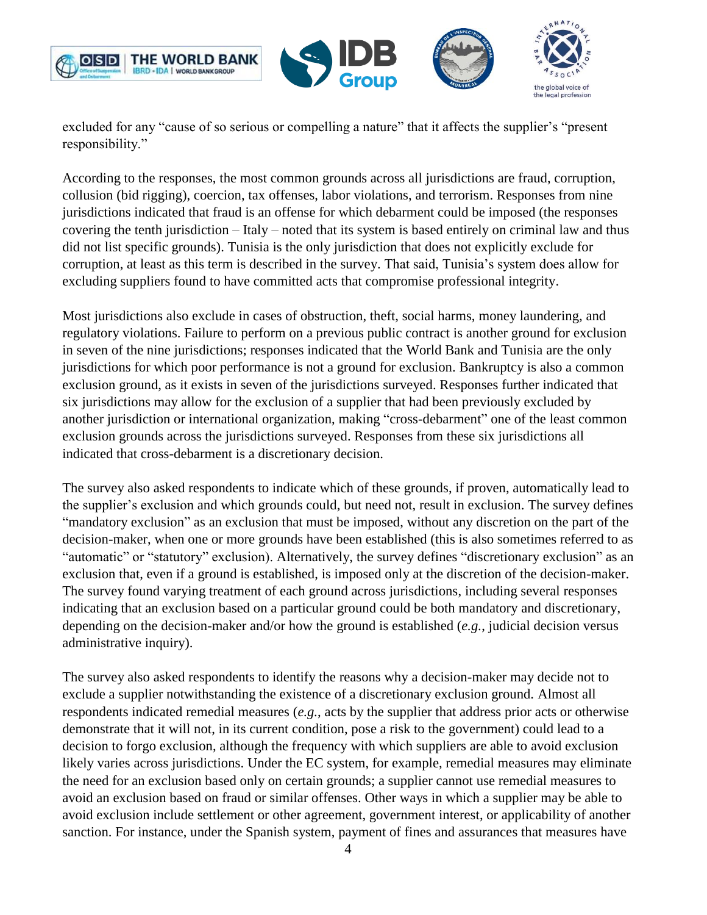excluded for any "cause of so serious or compelling a nature" that it affects the supplier's "present responsibility."

According to the responses, the most common grounds across all jurisdictions are fraud, corruption, collusion (bid rigging), coercion, tax offenses, labor violations, and terrorism. Responses from nine jurisdictions indicated that fraud is an offense for which debarment could be imposed (the responses covering the tenth jurisdiction – Italy – noted that its system is based entirely on criminal law and thus did not list specific grounds). Tunisia is the only jurisdiction that does not explicitly exclude for corruption, at least as this term is described in the survey. That said, Tunisia's system does allow for excluding suppliers found to have committed acts that compromise professional integrity.

Most jurisdictions also exclude in cases of obstruction, theft, social harms, money laundering, and regulatory violations. Failure to perform on a previous public contract is another ground for exclusion in seven of the nine jurisdictions; responses indicated that the World Bank and Tunisia are the only jurisdictions for which poor performance is not a ground for exclusion. Bankruptcy is also a common exclusion ground, as it exists in seven of the jurisdictions surveyed. Responses further indicated that six jurisdictions may allow for the exclusion of a supplier that had been previously excluded by another jurisdiction or international organization, making "cross-debarment" one of the least common exclusion grounds across the jurisdictions surveyed. Responses from these six jurisdictions all indicated that cross-debarment is a discretionary decision.

The survey also asked respondents to indicate which of these grounds, if proven, automatically lead to the supplier's exclusion and which grounds could, but need not, result in exclusion. The survey defines "mandatory exclusion" as an exclusion that must be imposed, without any discretion on the part of the decision-maker, when one or more grounds have been established (this is also sometimes referred to as "automatic" or "statutory" exclusion). Alternatively, the survey defines "discretionary exclusion" as an exclusion that, even if a ground is established, is imposed only at the discretion of the decision-maker. The survey found varying treatment of each ground across jurisdictions, including several responses indicating that an exclusion based on a particular ground could be both mandatory and discretionary, depending on the decision-maker and/or how the ground is established (*e.g.*, judicial decision versus administrative inquiry).

The survey also asked respondents to identify the reasons why a decision-maker may decide not to exclude a supplier notwithstanding the existence of a discretionary exclusion ground. Almost all respondents indicated remedial measures (*e.g.*, acts by the supplier that address prior acts or otherwise demonstrate that it will not, in its current condition, pose a risk to the government) could lead to a decision to forgo exclusion, although the frequency with which suppliers are able to avoid exclusion likely varies across jurisdictions. Under the EC system, for example, remedial measures may eliminate the need for an exclusion based only on certain grounds; a supplier cannot use remedial measures to avoid an exclusion based on fraud or similar offenses. Other ways in which a supplier may be able to avoid exclusion include settlement or other agreement, government interest, or applicability of another sanction. For instance, under the Spanish system, payment of fines and assurances that measures have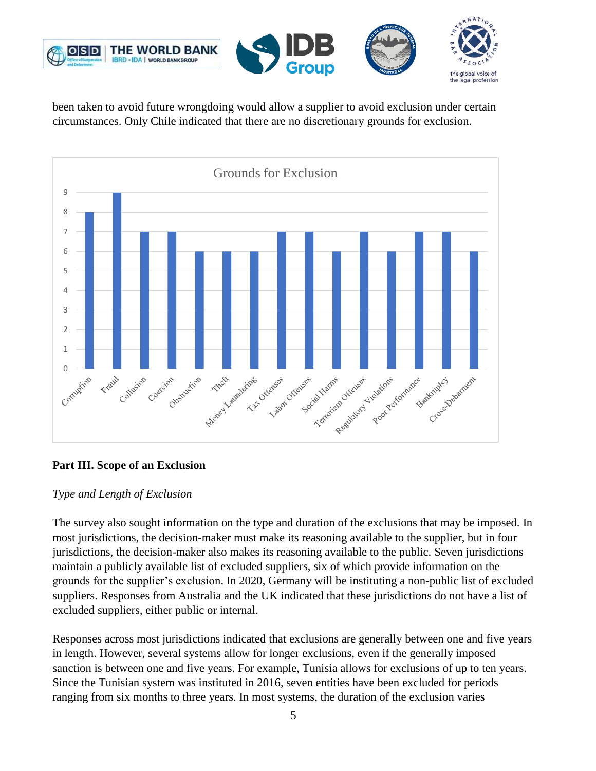been taken to avoid future wrongdoing would allow a supplier to avoid exclusion under certain circumstances. Only Chile indicated that there are no discretionary grounds for exclusion.

Grounds for Exclusion

| Ground | Count |
| --- | --- |
| Corruption | 8 |
| Fraud | 9 |
| Collusion | 7 |
| Coercion | 7 |
| Obstruction | 6 |
| Theft | 6 |
| Money Laundering | 6 |
| Tax Offenses | 7 |
| Labor Offenses | 7 |
| Social Harms | 6 |
| Terrorism Offenses | 7 |
| Regulatory Violations | 6 |
| Poor Performance | 7 |
| Bankruptcy | 7 |
| Cross-Debarment | 6 |

## Part III. Scope of an Exclusion

### *Type and Length of Exclusion*

The survey also sought information on the type and duration of the exclusions that may be imposed. In most jurisdictions, the decision-maker must make its reasoning available to the supplier, but in four jurisdictions, the decision-maker also makes its reasoning available to the public. Seven jurisdictions maintain a publicly available list of excluded suppliers, six of which provide information on the grounds for the supplier's exclusion. In 2020, Germany will be instituting a non-public list of excluded suppliers. Responses from Australia and the UK indicated that these jurisdictions do not have a list of excluded suppliers, either public or internal.

Responses across most jurisdictions indicated that exclusions are generally between one and five years in length. However, several systems allow for longer exclusions, even if the generally imposed sanction is between one and five years. For example, Tunisia allows for exclusions of up to ten years. Since the Tunisian system was instituted in 2016, seven entities have been excluded for periods ranging from six months to three years. In most systems, the duration of the exclusion varies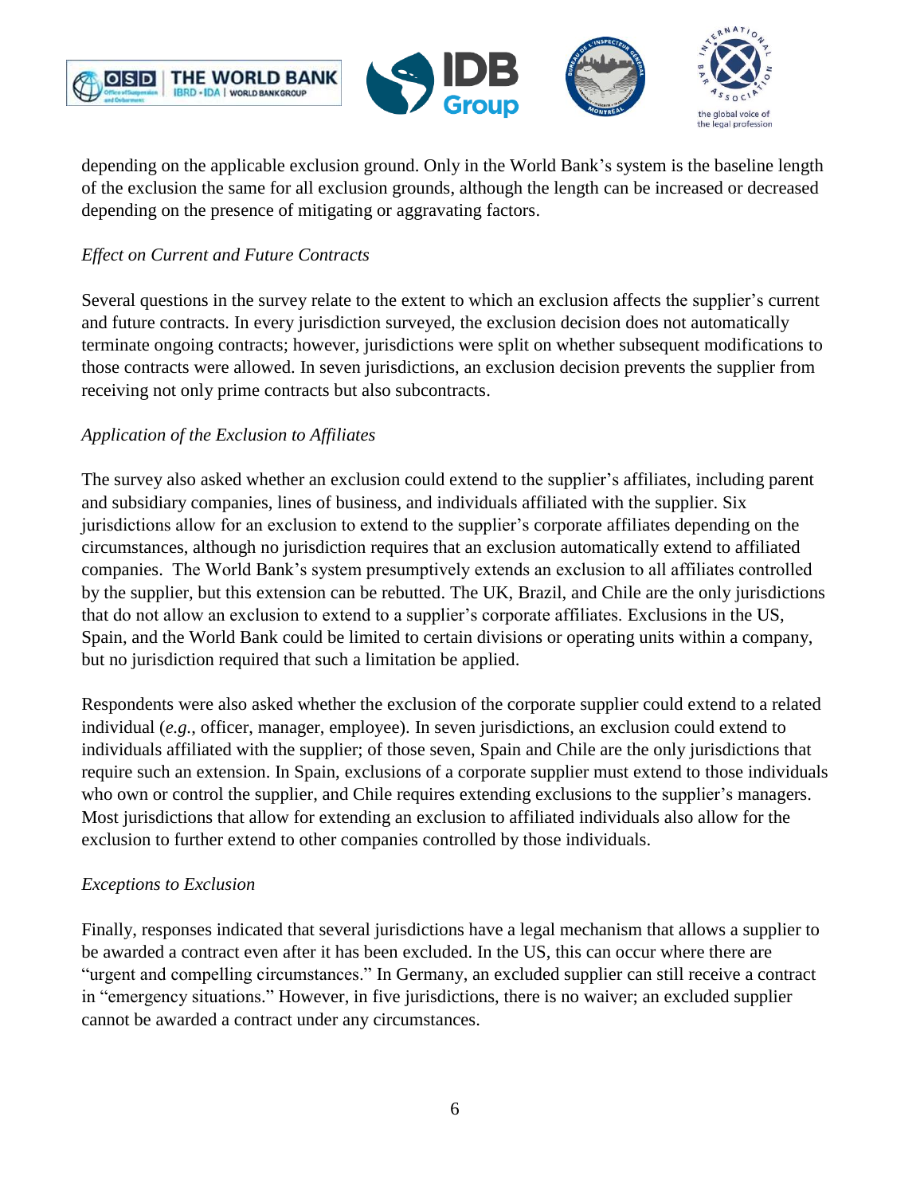depending on the applicable exclusion ground. Only in the World Bank's system is the baseline length of the exclusion the same for all exclusion grounds, although the length can be increased or decreased depending on the presence of mitigating or aggravating factors.

*Effect on Current and Future Contracts*

Several questions in the survey relate to the extent to which an exclusion affects the supplier's current and future contracts. In every jurisdiction surveyed, the exclusion decision does not automatically terminate ongoing contracts; however, jurisdictions were split on whether subsequent modifications to those contracts were allowed. In seven jurisdictions, an exclusion decision prevents the supplier from receiving not only prime contracts but also subcontracts.

*Application of the Exclusion to Affiliates*

The survey also asked whether an exclusion could extend to the supplier's affiliates, including parent and subsidiary companies, lines of business, and individuals affiliated with the supplier. Six jurisdictions allow for an exclusion to extend to the supplier's corporate affiliates depending on the circumstances, although no jurisdiction requires that an exclusion automatically extend to affiliated companies. The World Bank's system presumptively extends an exclusion to all affiliates controlled by the supplier, but this extension can be rebutted. The UK, Brazil, and Chile are the only jurisdictions that do not allow an exclusion to extend to a supplier's corporate affiliates. Exclusions in the US, Spain, and the World Bank could be limited to certain divisions or operating units within a company, but no jurisdiction required that such a limitation be applied.

Respondents were also asked whether the exclusion of the corporate supplier could extend to a related individual (*e.g.*, officer, manager, employee). In seven jurisdictions, an exclusion could extend to individuals affiliated with the supplier; of those seven, Spain and Chile are the only jurisdictions that require such an extension. In Spain, exclusions of a corporate supplier must extend to those individuals who own or control the supplier, and Chile requires extending exclusions to the supplier's managers. Most jurisdictions that allow for extending an exclusion to affiliated individuals also allow for the exclusion to further extend to other companies controlled by those individuals.

*Exceptions to Exclusion*

Finally, responses indicated that several jurisdictions have a legal mechanism that allows a supplier to be awarded a contract even after it has been excluded. In the US, this can occur where there are "urgent and compelling circumstances." In Germany, an excluded supplier can still receive a contract in "emergency situations." However, in five jurisdictions, there is no waiver; an excluded supplier cannot be awarded a contract under any circumstances.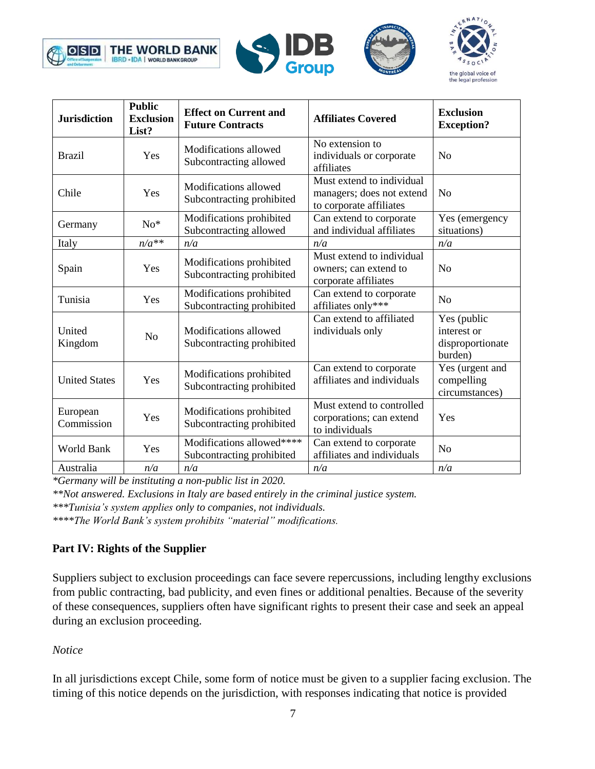| Jurisdiction | Public Exclusion List? | Effect on Current and Future Contracts | Affiliates Covered | Exclusion Exception? |
|---|---|---|---|---|
| Brazil | Yes | Modifications allowed Subcontracting allowed | No extension to individuals or corporate affiliates | No |
| Chile | Yes | Modifications allowed Subcontracting prohibited | Must extend to individual managers; does not extend to corporate affiliates | No |
| Germany | No* | Modifications prohibited Subcontracting allowed | Can extend to corporate and individual affiliates | Yes (emergency situations) |
| Italy | *n/a*** | *n/a* | *n/a* | *n/a* |
| Spain | Yes | Modifications prohibited Subcontracting prohibited | Must extend to individual owners; can extend to corporate affiliates | No |
| Tunisia | Yes | Modifications prohibited Subcontracting prohibited | Can extend to corporate affiliates only*** | No |
| United Kingdom | No | Modifications allowed Subcontracting prohibited | Can extend to affiliated individuals only | Yes (public interest or disproportionate burden) |
| United States | Yes | Modifications prohibited Subcontracting prohibited | Can extend to corporate affiliates and individuals | Yes (urgent and compelling circumstances) |
| European Commission | Yes | Modifications prohibited Subcontracting prohibited | Must extend to controlled corporations; can extend to individuals | Yes |
| World Bank | Yes | Modifications allowed**** Subcontracting prohibited | Can extend to corporate affiliates and individuals | No |
| Australia | *n/a* | *n/a* | *n/a* | *n/a* |

*\*Germany will be instituting a non-public list in 2020.*

*\*\*Not answered. Exclusions in Italy are based entirely in the criminal justice system.*

*\*\*\*Tunisia's system applies only to companies, not individuals.*

*\*\*\*\*The World Bank's system prohibits "material" modifications.*

## Part IV: Rights of the Supplier

Suppliers subject to exclusion proceedings can face severe repercussions, including lengthy exclusions from public contracting, bad publicity, and even fines or additional penalties. Because of the severity of these consequences, suppliers often have significant rights to present their case and seek an appeal during an exclusion proceeding.

*Notice*

In all jurisdictions except Chile, some form of notice must be given to a supplier facing exclusion. The timing of this notice depends on the jurisdiction, with responses indicating that notice is provided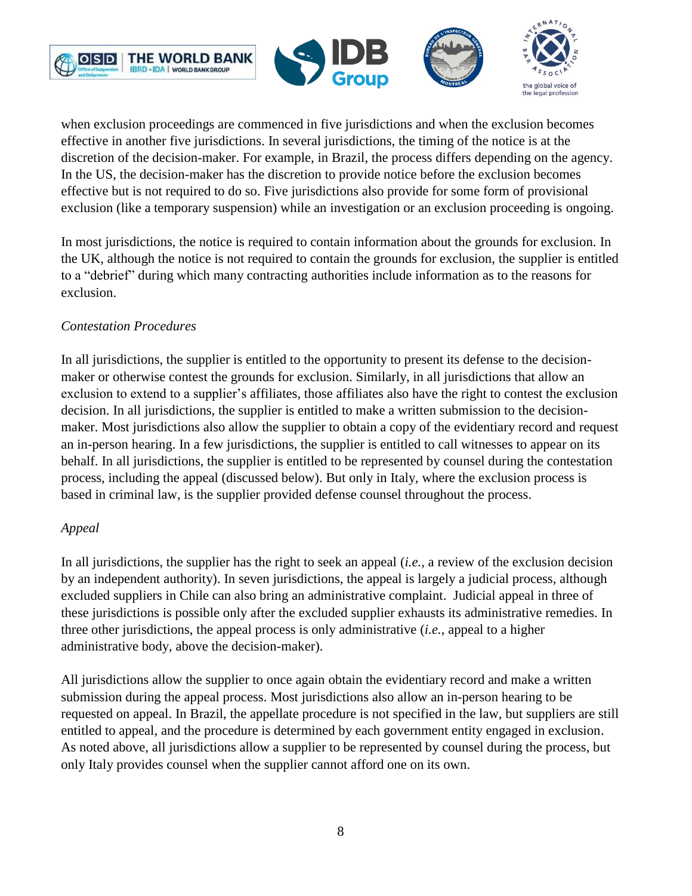when exclusion proceedings are commenced in five jurisdictions and when the exclusion becomes effective in another five jurisdictions. In several jurisdictions, the timing of the notice is at the discretion of the decision-maker. For example, in Brazil, the process differs depending on the agency. In the US, the decision-maker has the discretion to provide notice before the exclusion becomes effective but is not required to do so. Five jurisdictions also provide for some form of provisional exclusion (like a temporary suspension) while an investigation or an exclusion proceeding is ongoing.

In most jurisdictions, the notice is required to contain information about the grounds for exclusion. In the UK, although the notice is not required to contain the grounds for exclusion, the supplier is entitled to a "debrief" during which many contracting authorities include information as to the reasons for exclusion.

*Contestation Procedures*

In all jurisdictions, the supplier is entitled to the opportunity to present its defense to the decision-maker or otherwise contest the grounds for exclusion. Similarly, in all jurisdictions that allow an exclusion to extend to a supplier's affiliates, those affiliates also have the right to contest the exclusion decision. In all jurisdictions, the supplier is entitled to make a written submission to the decision-maker. Most jurisdictions also allow the supplier to obtain a copy of the evidentiary record and request an in-person hearing. In a few jurisdictions, the supplier is entitled to call witnesses to appear on its behalf. In all jurisdictions, the supplier is entitled to be represented by counsel during the contestation process, including the appeal (discussed below). But only in Italy, where the exclusion process is based in criminal law, is the supplier provided defense counsel throughout the process.

*Appeal*

In all jurisdictions, the supplier has the right to seek an appeal (*i.e.*, a review of the exclusion decision by an independent authority). In seven jurisdictions, the appeal is largely a judicial process, although excluded suppliers in Chile can also bring an administrative complaint. Judicial appeal in three of these jurisdictions is possible only after the excluded supplier exhausts its administrative remedies. In three other jurisdictions, the appeal process is only administrative (*i.e.*, appeal to a higher administrative body, above the decision-maker).

All jurisdictions allow the supplier to once again obtain the evidentiary record and make a written submission during the appeal process. Most jurisdictions also allow an in-person hearing to be requested on appeal. In Brazil, the appellate procedure is not specified in the law, but suppliers are still entitled to appeal, and the procedure is determined by each government entity engaged in exclusion. As noted above, all jurisdictions allow a supplier to be represented by counsel during the process, but only Italy provides counsel when the supplier cannot afford one on its own.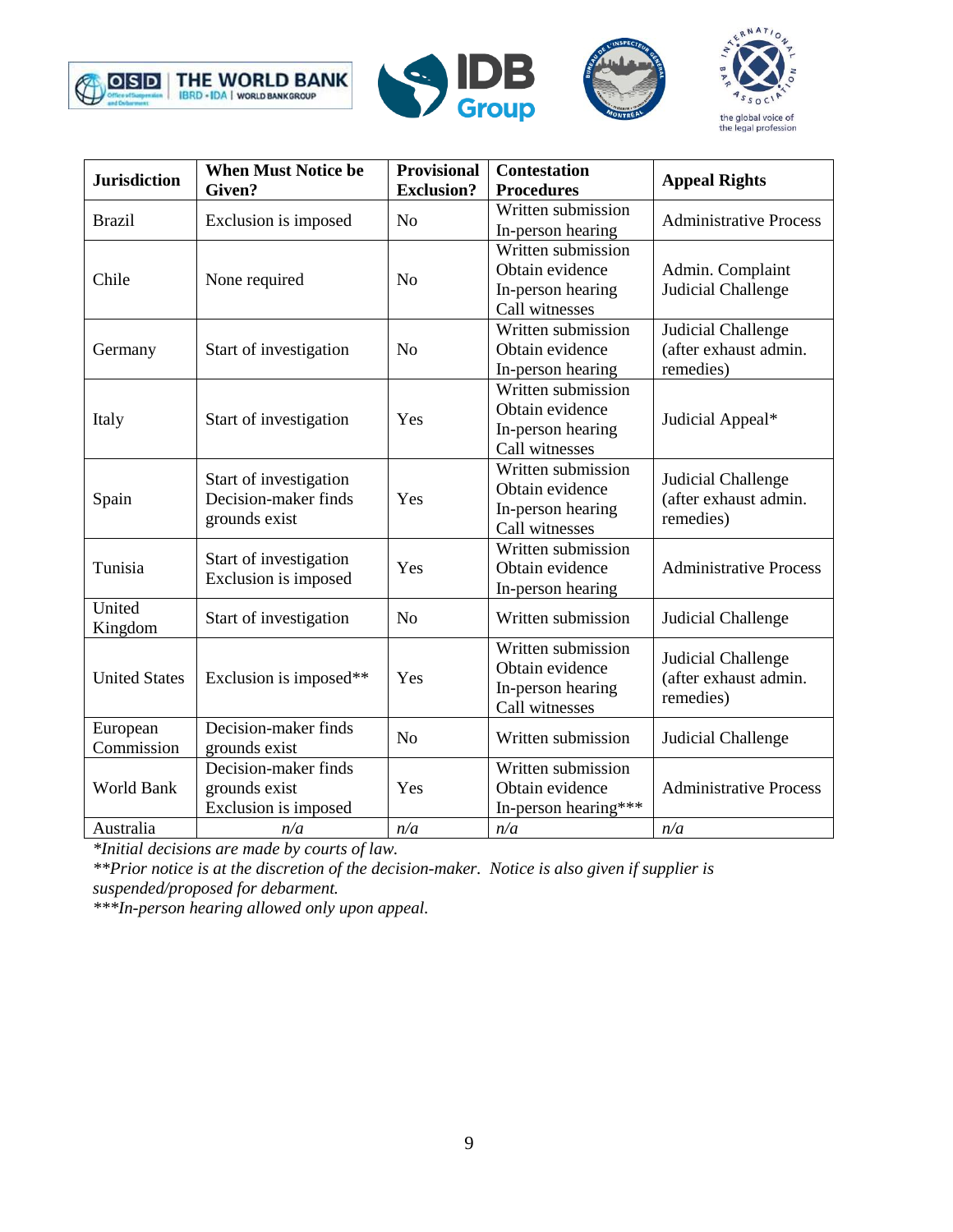| Jurisdiction | When Must Notice be Given? | Provisional Exclusion? | Contestation Procedures | Appeal Rights |
|---|---|---|---|---|
| Brazil | Exclusion is imposed | No | Written submission<br>In-person hearing | Administrative Process |
| Chile | None required | No | Written submission<br>Obtain evidence<br>In-person hearing<br>Call witnesses | Admin. Complaint<br>Judicial Challenge |
| Germany | Start of investigation | No | Written submission<br>Obtain evidence<br>In-person hearing | Judicial Challenge (after exhaust admin. remedies) |
| Italy | Start of investigation | Yes | Written submission<br>Obtain evidence<br>In-person hearing<br>Call witnesses | Judicial Appeal* |
| Spain | Start of investigation<br>Decision-maker finds grounds exist | Yes | Written submission<br>Obtain evidence<br>In-person hearing<br>Call witnesses | Judicial Challenge (after exhaust admin. remedies) |
| Tunisia | Start of investigation<br>Exclusion is imposed | Yes | Written submission<br>Obtain evidence<br>In-person hearing | Administrative Process |
| United Kingdom | Start of investigation | No | Written submission | Judicial Challenge |
| United States | Exclusion is imposed** | Yes | Written submission<br>Obtain evidence<br>In-person hearing<br>Call witnesses | Judicial Challenge (after exhaust admin. remedies) |
| European Commission | Decision-maker finds grounds exist | No | Written submission | Judicial Challenge |
| World Bank | Decision-maker finds grounds exist<br>Exclusion is imposed | Yes | Written submission<br>Obtain evidence<br>In-person hearing*** | Administrative Process |
| Australia | *n/a* | *n/a* | *n/a* | *n/a* |

*\*Initial decisions are made by courts of law.*
*\*\*Prior notice is at the discretion of the decision-maker. Notice is also given if supplier is suspended/proposed for debarment.*
*\*\*\*In-person hearing allowed only upon appeal.*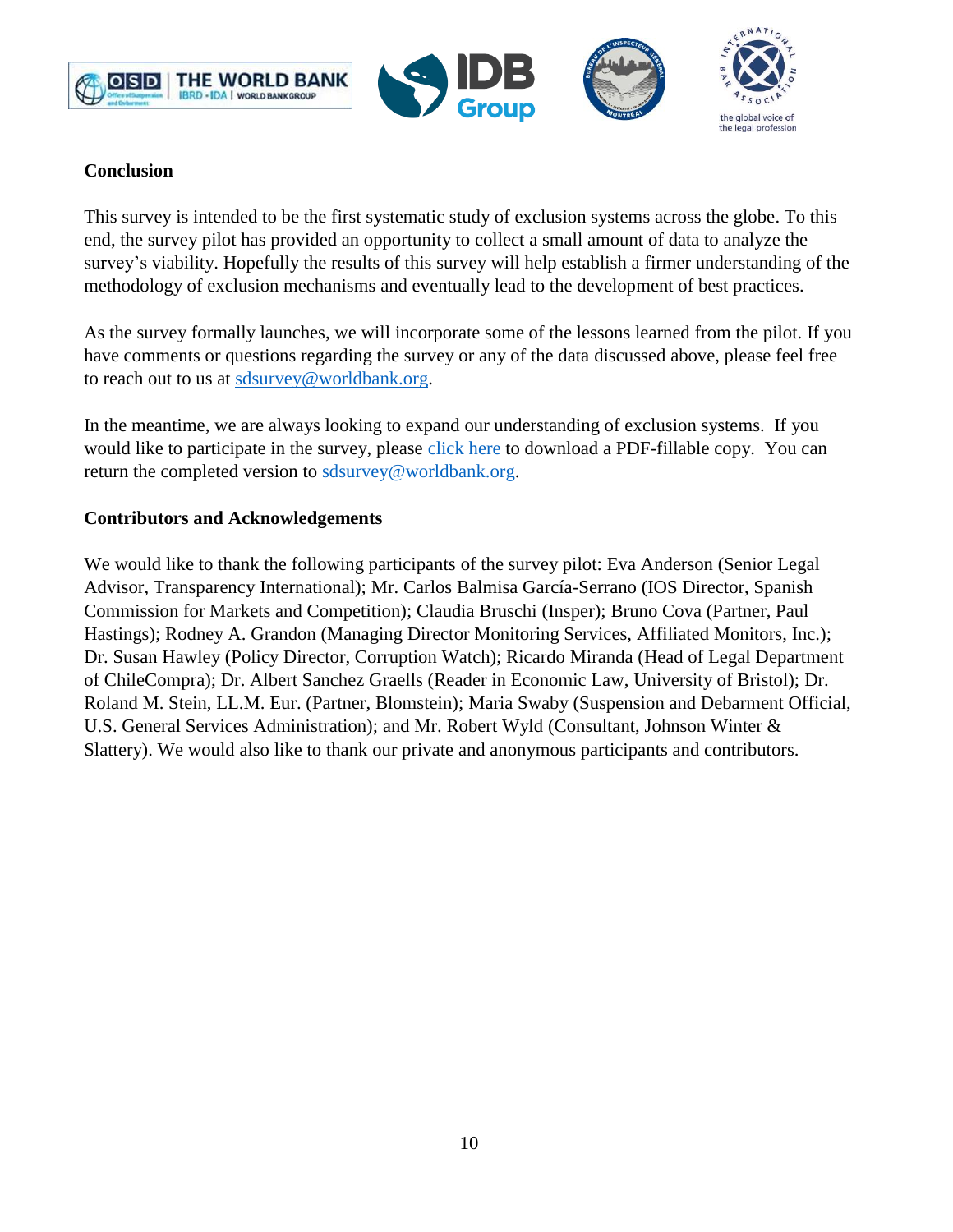**Conclusion**

This survey is intended to be the first systematic study of exclusion systems across the globe. To this end, the survey pilot has provided an opportunity to collect a small amount of data to analyze the survey's viability. Hopefully the results of this survey will help establish a firmer understanding of the methodology of exclusion mechanisms and eventually lead to the development of best practices.

As the survey formally launches, we will incorporate some of the lessons learned from the pilot. If you have comments or questions regarding the survey or any of the data discussed above, please feel free to reach out to us at sdsurvey@worldbank.org.

In the meantime, we are always looking to expand our understanding of exclusion systems. If you would like to participate in the survey, please click here to download a PDF-fillable copy. You can return the completed version to sdsurvey@worldbank.org.

**Contributors and Acknowledgements**

We would like to thank the following participants of the survey pilot: Eva Anderson (Senior Legal Advisor, Transparency International); Mr. Carlos Balmisa García-Serrano (IOS Director, Spanish Commission for Markets and Competition); Claudia Bruschi (Insper); Bruno Cova (Partner, Paul Hastings); Rodney A. Grandon (Managing Director Monitoring Services, Affiliated Monitors, Inc.); Dr. Susan Hawley (Policy Director, Corruption Watch); Ricardo Miranda (Head of Legal Department of ChileCompra); Dr. Albert Sanchez Graells (Reader in Economic Law, University of Bristol); Dr. Roland M. Stein, LL.M. Eur. (Partner, Blomstein); Maria Swaby (Suspension and Debarment Official, U.S. General Services Administration); and Mr. Robert Wyld (Consultant, Johnson Winter & Slattery). We would also like to thank our private and anonymous participants and contributors.